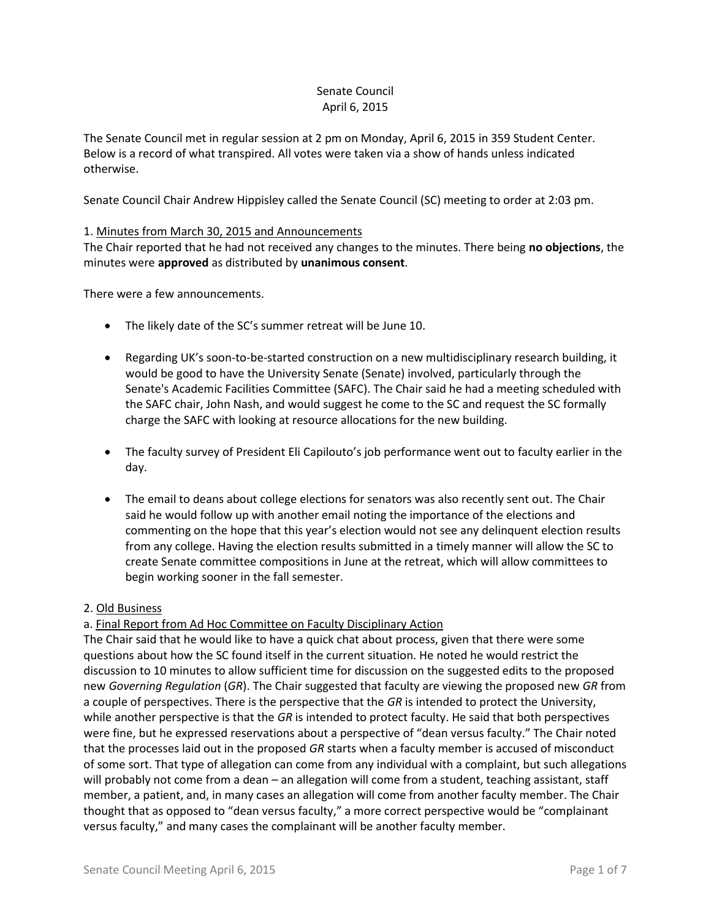Senate Council
April 6, 2015

The Senate Council met in regular session at 2 pm on Monday, April 6, 2015 in 359 Student Center. Below is a record of what transpired. All votes were taken via a show of hands unless indicated otherwise.

Senate Council Chair Andrew Hippisley called the Senate Council (SC) meeting to order at 2:03 pm.

1. <u>Minutes from March 30, 2015 and Announcements</u>
The Chair reported that he had not received any changes to the minutes. There being **no objections**, the minutes were **approved** as distributed by **unanimous consent**.

There were a few announcements.

- The likely date of the SC's summer retreat will be June 10.
- Regarding UK's soon-to-be-started construction on a new multidisciplinary research building, it would be good to have the University Senate (Senate) involved, particularly through the Senate's Academic Facilities Committee (SAFC). The Chair said he had a meeting scheduled with the SAFC chair, John Nash, and would suggest he come to the SC and request the SC formally charge the SAFC with looking at resource allocations for the new building.
- The faculty survey of President Eli Capilouto's job performance went out to faculty earlier in the day.
- The email to deans about college elections for senators was also recently sent out. The Chair said he would follow up with another email noting the importance of the elections and commenting on the hope that this year's election would not see any delinquent election results from any college. Having the election results submitted in a timely manner will allow the SC to create Senate committee compositions in June at the retreat, which will allow committees to begin working sooner in the fall semester.

2. <u>Old Business</u>
a. <u>Final Report from Ad Hoc Committee on Faculty Disciplinary Action</u>
The Chair said that he would like to have a quick chat about process, given that there were some questions about how the SC found itself in the current situation. He noted he would restrict the discussion to 10 minutes to allow sufficient time for discussion on the suggested edits to the proposed new *Governing Regulation* (*GR*). The Chair suggested that faculty are viewing the proposed new *GR* from a couple of perspectives. There is the perspective that the *GR* is intended to protect the University, while another perspective is that the *GR* is intended to protect faculty. He said that both perspectives were fine, but he expressed reservations about a perspective of "dean versus faculty." The Chair noted that the processes laid out in the proposed *GR* starts when a faculty member is accused of misconduct of some sort. That type of allegation can come from any individual with a complaint, but such allegations will probably not come from a dean – an allegation will come from a student, teaching assistant, staff member, a patient, and, in many cases an allegation will come from another faculty member. The Chair thought that as opposed to "dean versus faculty," a more correct perspective would be "complainant versus faculty," and many cases the complainant will be another faculty member.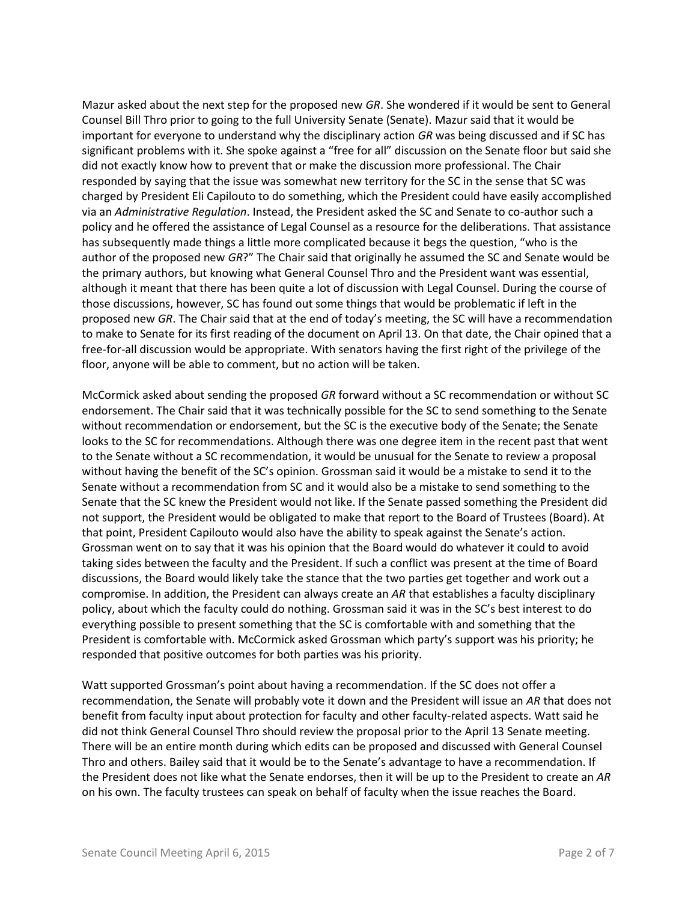Mazur asked about the next step for the proposed new *GR*. She wondered if it would be sent to General Counsel Bill Thro prior to going to the full University Senate (Senate). Mazur said that it would be important for everyone to understand why the disciplinary action *GR* was being discussed and if SC has significant problems with it. She spoke against a "free for all" discussion on the Senate floor but said she did not exactly know how to prevent that or make the discussion more professional. The Chair responded by saying that the issue was somewhat new territory for the SC in the sense that SC was charged by President Eli Capilouto to do something, which the President could have easily accomplished via an *Administrative Regulation*. Instead, the President asked the SC and Senate to co-author such a policy and he offered the assistance of Legal Counsel as a resource for the deliberations. That assistance has subsequently made things a little more complicated because it begs the question, "who is the author of the proposed new *GR*?" The Chair said that originally he assumed the SC and Senate would be the primary authors, but knowing what General Counsel Thro and the President want was essential, although it meant that there has been quite a lot of discussion with Legal Counsel. During the course of those discussions, however, SC has found out some things that would be problematic if left in the proposed new *GR*. The Chair said that at the end of today's meeting, the SC will have a recommendation to make to Senate for its first reading of the document on April 13. On that date, the Chair opined that a free-for-all discussion would be appropriate. With senators having the first right of the privilege of the floor, anyone will be able to comment, but no action will be taken.

McCormick asked about sending the proposed *GR* forward without a SC recommendation or without SC endorsement. The Chair said that it was technically possible for the SC to send something to the Senate without recommendation or endorsement, but the SC is the executive body of the Senate; the Senate looks to the SC for recommendations. Although there was one degree item in the recent past that went to the Senate without a SC recommendation, it would be unusual for the Senate to review a proposal without having the benefit of the SC's opinion. Grossman said it would be a mistake to send it to the Senate without a recommendation from SC and it would also be a mistake to send something to the Senate that the SC knew the President would not like. If the Senate passed something the President did not support, the President would be obligated to make that report to the Board of Trustees (Board). At that point, President Capilouto would also have the ability to speak against the Senate's action. Grossman went on to say that it was his opinion that the Board would do whatever it could to avoid taking sides between the faculty and the President. If such a conflict was present at the time of Board discussions, the Board would likely take the stance that the two parties get together and work out a compromise. In addition, the President can always create an *AR* that establishes a faculty disciplinary policy, about which the faculty could do nothing. Grossman said it was in the SC's best interest to do everything possible to present something that the SC is comfortable with and something that the President is comfortable with. McCormick asked Grossman which party's support was his priority; he responded that positive outcomes for both parties was his priority.

Watt supported Grossman's point about having a recommendation. If the SC does not offer a recommendation, the Senate will probably vote it down and the President will issue an *AR* that does not benefit from faculty input about protection for faculty and other faculty-related aspects. Watt said he did not think General Counsel Thro should review the proposal prior to the April 13 Senate meeting. There will be an entire month during which edits can be proposed and discussed with General Counsel Thro and others. Bailey said that it would be to the Senate's advantage to have a recommendation. If the President does not like what the Senate endorses, then it will be up to the President to create an *AR* on his own. The faculty trustees can speak on behalf of faculty when the issue reaches the Board.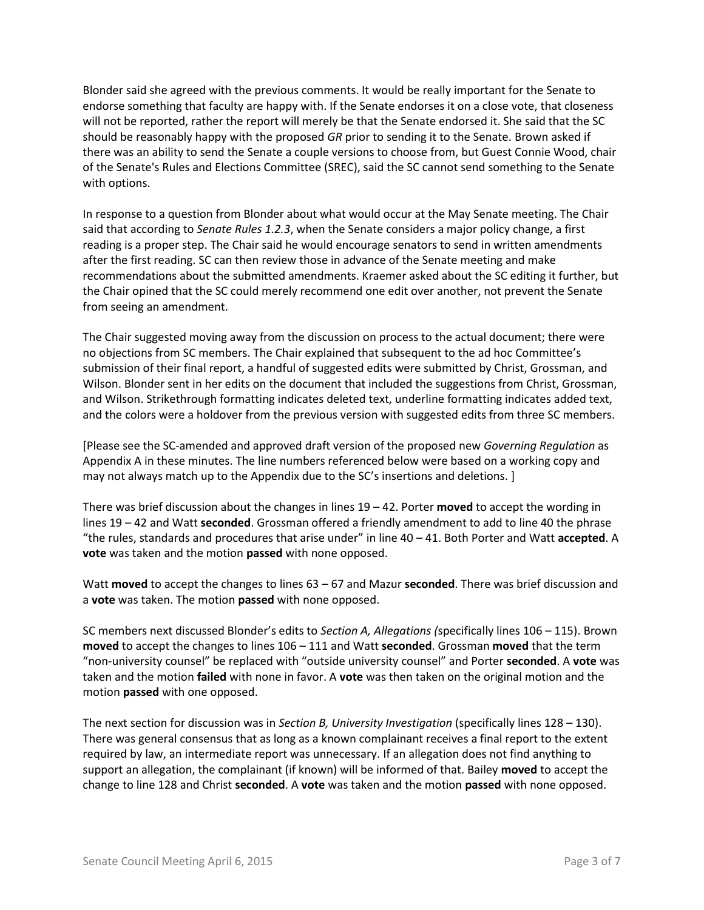Blonder said she agreed with the previous comments. It would be really important for the Senate to endorse something that faculty are happy with. If the Senate endorses it on a close vote, that closeness will not be reported, rather the report will merely be that the Senate endorsed it. She said that the SC should be reasonably happy with the proposed *GR* prior to sending it to the Senate. Brown asked if there was an ability to send the Senate a couple versions to choose from, but Guest Connie Wood, chair of the Senate's Rules and Elections Committee (SREC), said the SC cannot send something to the Senate with options.

In response to a question from Blonder about what would occur at the May Senate meeting. The Chair said that according to *Senate Rules 1.2.3*, when the Senate considers a major policy change, a first reading is a proper step. The Chair said he would encourage senators to send in written amendments after the first reading. SC can then review those in advance of the Senate meeting and make recommendations about the submitted amendments. Kraemer asked about the SC editing it further, but the Chair opined that the SC could merely recommend one edit over another, not prevent the Senate from seeing an amendment.

The Chair suggested moving away from the discussion on process to the actual document; there were no objections from SC members. The Chair explained that subsequent to the ad hoc Committee's submission of their final report, a handful of suggested edits were submitted by Christ, Grossman, and Wilson. Blonder sent in her edits on the document that included the suggestions from Christ, Grossman, and Wilson. Strikethrough formatting indicates deleted text, underline formatting indicates added text, and the colors were a holdover from the previous version with suggested edits from three SC members.

[Please see the SC-amended and approved draft version of the proposed new *Governing Regulation* as Appendix A in these minutes. The line numbers referenced below were based on a working copy and may not always match up to the Appendix due to the SC's insertions and deletions. ]

There was brief discussion about the changes in lines 19 – 42. Porter **moved** to accept the wording in lines 19 – 42 and Watt **seconded**. Grossman offered a friendly amendment to add to line 40 the phrase "the rules, standards and procedures that arise under" in line 40 – 41. Both Porter and Watt **accepted**. A **vote** was taken and the motion **passed** with none opposed.

Watt **moved** to accept the changes to lines 63 – 67 and Mazur **seconded**. There was brief discussion and a **vote** was taken. The motion **passed** with none opposed.

SC members next discussed Blonder's edits to *Section A, Allegations (*specifically lines 106 – 115). Brown **moved** to accept the changes to lines 106 – 111 and Watt **seconded**. Grossman **moved** that the term "non-university counsel" be replaced with "outside university counsel" and Porter **seconded**. A **vote** was taken and the motion **failed** with none in favor. A **vote** was then taken on the original motion and the motion **passed** with one opposed.

The next section for discussion was in *Section B, University Investigation* (specifically lines 128 – 130). There was general consensus that as long as a known complainant receives a final report to the extent required by law, an intermediate report was unnecessary. If an allegation does not find anything to support an allegation, the complainant (if known) will be informed of that. Bailey **moved** to accept the change to line 128 and Christ **seconded**. A **vote** was taken and the motion **passed** with none opposed.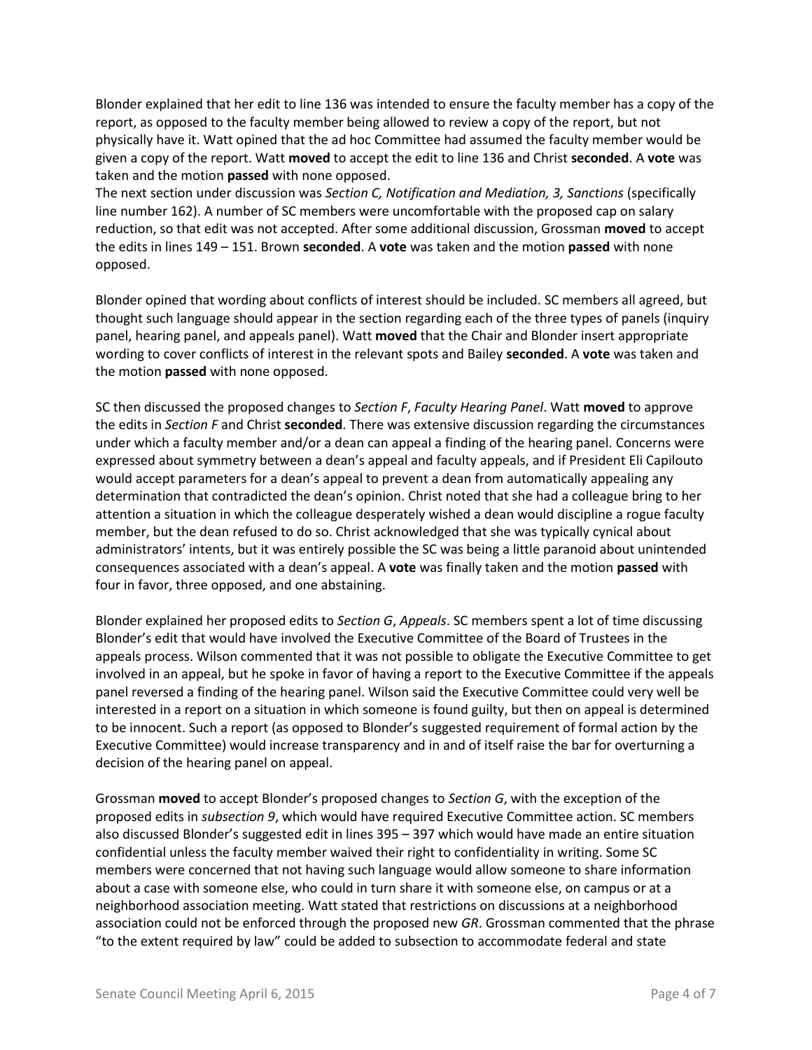Blonder explained that her edit to line 136 was intended to ensure the faculty member has a copy of the report, as opposed to the faculty member being allowed to review a copy of the report, but not physically have it. Watt opined that the ad hoc Committee had assumed the faculty member would be given a copy of the report. Watt **moved** to accept the edit to line 136 and Christ **seconded**. A **vote** was taken and the motion **passed** with none opposed.
The next section under discussion was *Section C, Notification and Mediation, 3, Sanctions* (specifically line number 162). A number of SC members were uncomfortable with the proposed cap on salary reduction, so that edit was not accepted. After some additional discussion, Grossman **moved** to accept the edits in lines 149 – 151. Brown **seconded**. A **vote** was taken and the motion **passed** with none opposed.

Blonder opined that wording about conflicts of interest should be included. SC members all agreed, but thought such language should appear in the section regarding each of the three types of panels (inquiry panel, hearing panel, and appeals panel). Watt **moved** that the Chair and Blonder insert appropriate wording to cover conflicts of interest in the relevant spots and Bailey **seconded**. A **vote** was taken and the motion **passed** with none opposed.

SC then discussed the proposed changes to *Section F*, *Faculty Hearing Panel*. Watt **moved** to approve the edits in *Section F* and Christ **seconded**. There was extensive discussion regarding the circumstances under which a faculty member and/or a dean can appeal a finding of the hearing panel. Concerns were expressed about symmetry between a dean's appeal and faculty appeals, and if President Eli Capilouto would accept parameters for a dean's appeal to prevent a dean from automatically appealing any determination that contradicted the dean's opinion. Christ noted that she had a colleague bring to her attention a situation in which the colleague desperately wished a dean would discipline a rogue faculty member, but the dean refused to do so. Christ acknowledged that she was typically cynical about administrators' intents, but it was entirely possible the SC was being a little paranoid about unintended consequences associated with a dean's appeal. A **vote** was finally taken and the motion **passed** with four in favor, three opposed, and one abstaining.

Blonder explained her proposed edits to *Section G*, *Appeals*. SC members spent a lot of time discussing Blonder's edit that would have involved the Executive Committee of the Board of Trustees in the appeals process. Wilson commented that it was not possible to obligate the Executive Committee to get involved in an appeal, but he spoke in favor of having a report to the Executive Committee if the appeals panel reversed a finding of the hearing panel. Wilson said the Executive Committee could very well be interested in a report on a situation in which someone is found guilty, but then on appeal is determined to be innocent. Such a report (as opposed to Blonder's suggested requirement of formal action by the Executive Committee) would increase transparency and in and of itself raise the bar for overturning a decision of the hearing panel on appeal.

Grossman **moved** to accept Blonder's proposed changes to *Section G*, with the exception of the proposed edits in *subsection 9*, which would have required Executive Committee action. SC members also discussed Blonder's suggested edit in lines 395 – 397 which would have made an entire situation confidential unless the faculty member waived their right to confidentiality in writing. Some SC members were concerned that not having such language would allow someone to share information about a case with someone else, who could in turn share it with someone else, on campus or at a neighborhood association meeting. Watt stated that restrictions on discussions at a neighborhood association could not be enforced through the proposed new *GR*. Grossman commented that the phrase "to the extent required by law" could be added to subsection to accommodate federal and state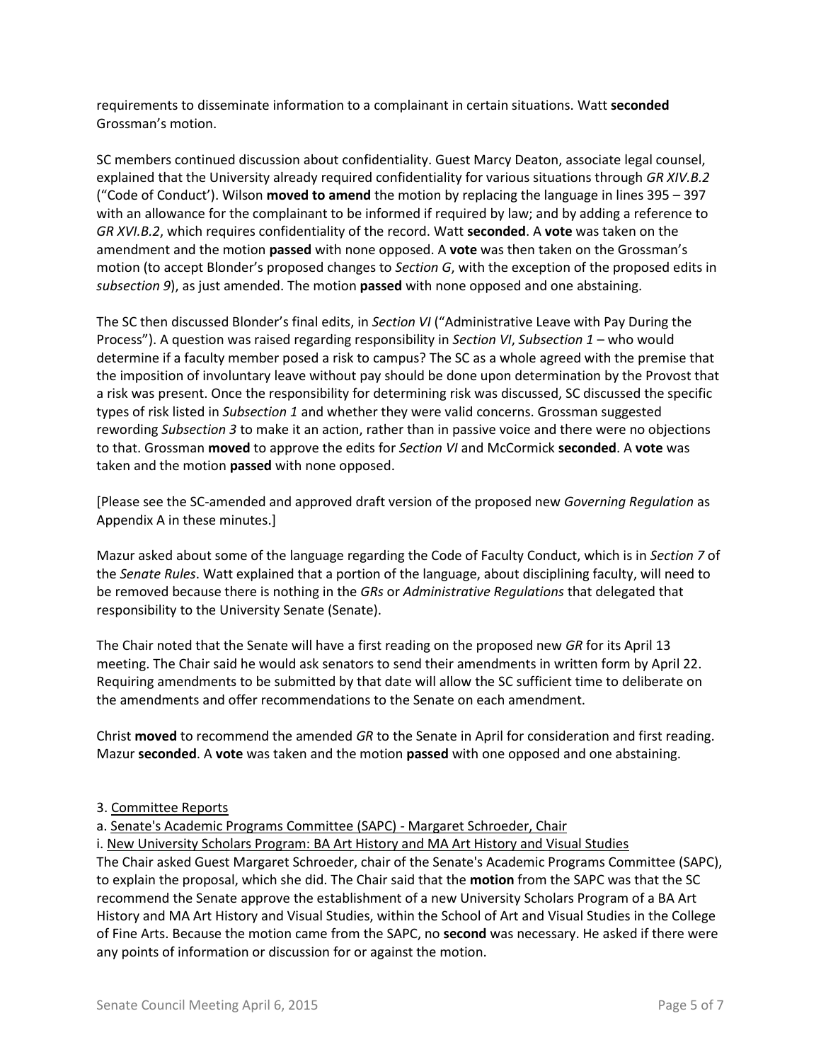requirements to disseminate information to a complainant in certain situations. Watt **seconded** Grossman's motion.

SC members continued discussion about confidentiality. Guest Marcy Deaton, associate legal counsel, explained that the University already required confidentiality for various situations through *GR XIV.B.2* ("Code of Conduct'). Wilson **moved to amend** the motion by replacing the language in lines 395 – 397 with an allowance for the complainant to be informed if required by law; and by adding a reference to *GR XVI.B.2*, which requires confidentiality of the record. Watt **seconded**. A **vote** was taken on the amendment and the motion **passed** with none opposed. A **vote** was then taken on the Grossman's motion (to accept Blonder's proposed changes to *Section G*, with the exception of the proposed edits in *subsection 9*), as just amended. The motion **passed** with none opposed and one abstaining.

The SC then discussed Blonder's final edits, in *Section VI* ("Administrative Leave with Pay During the Process"). A question was raised regarding responsibility in *Section VI*, *Subsection 1* – who would determine if a faculty member posed a risk to campus? The SC as a whole agreed with the premise that the imposition of involuntary leave without pay should be done upon determination by the Provost that a risk was present. Once the responsibility for determining risk was discussed, SC discussed the specific types of risk listed in *Subsection 1* and whether they were valid concerns. Grossman suggested rewording *Subsection 3* to make it an action, rather than in passive voice and there were no objections to that. Grossman **moved** to approve the edits for *Section VI* and McCormick **seconded**. A **vote** was taken and the motion **passed** with none opposed.

[Please see the SC-amended and approved draft version of the proposed new *Governing Regulation* as Appendix A in these minutes.]

Mazur asked about some of the language regarding the Code of Faculty Conduct, which is in *Section 7* of the *Senate Rules*. Watt explained that a portion of the language, about disciplining faculty, will need to be removed because there is nothing in the *GRs* or *Administrative Regulations* that delegated that responsibility to the University Senate (Senate).

The Chair noted that the Senate will have a first reading on the proposed new *GR* for its April 13 meeting. The Chair said he would ask senators to send their amendments in written form by April 22. Requiring amendments to be submitted by that date will allow the SC sufficient time to deliberate on the amendments and offer recommendations to the Senate on each amendment.

Christ **moved** to recommend the amended *GR* to the Senate in April for consideration and first reading. Mazur **seconded**. A **vote** was taken and the motion **passed** with one opposed and one abstaining.

3. Committee Reports

a. Senate's Academic Programs Committee (SAPC) - Margaret Schroeder, Chair

i. New University Scholars Program: BA Art History and MA Art History and Visual Studies

The Chair asked Guest Margaret Schroeder, chair of the Senate's Academic Programs Committee (SAPC), to explain the proposal, which she did. The Chair said that the **motion** from the SAPC was that the SC recommend the Senate approve the establishment of a new University Scholars Program of a BA Art History and MA Art History and Visual Studies, within the School of Art and Visual Studies in the College of Fine Arts. Because the motion came from the SAPC, no **second** was necessary. He asked if there were any points of information or discussion for or against the motion.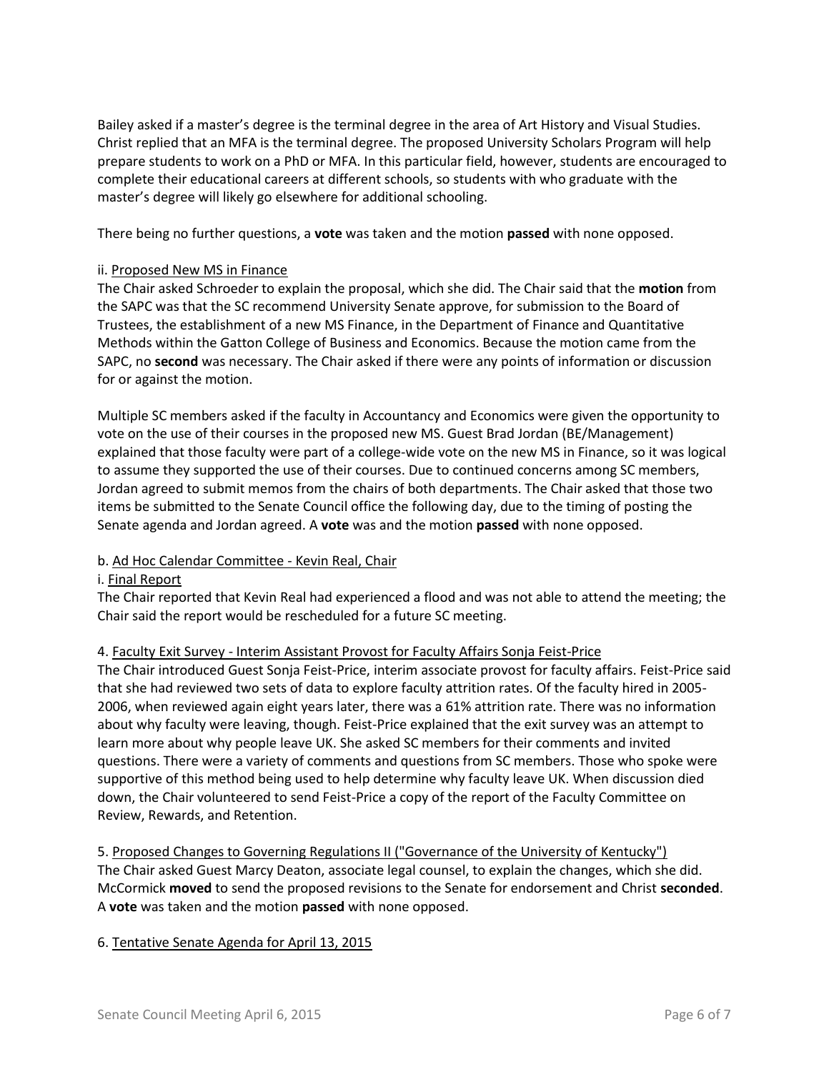Bailey asked if a master's degree is the terminal degree in the area of Art History and Visual Studies. Christ replied that an MFA is the terminal degree. The proposed University Scholars Program will help prepare students to work on a PhD or MFA. In this particular field, however, students are encouraged to complete their educational careers at different schools, so students with who graduate with the master's degree will likely go elsewhere for additional schooling.

There being no further questions, a **vote** was taken and the motion **passed** with none opposed.

ii. Proposed New MS in Finance

The Chair asked Schroeder to explain the proposal, which she did. The Chair said that the **motion** from the SAPC was that the SC recommend University Senate approve, for submission to the Board of Trustees, the establishment of a new MS Finance, in the Department of Finance and Quantitative Methods within the Gatton College of Business and Economics. Because the motion came from the SAPC, no **second** was necessary. The Chair asked if there were any points of information or discussion for or against the motion.

Multiple SC members asked if the faculty in Accountancy and Economics were given the opportunity to vote on the use of their courses in the proposed new MS. Guest Brad Jordan (BE/Management) explained that those faculty were part of a college-wide vote on the new MS in Finance, so it was logical to assume they supported the use of their courses. Due to continued concerns among SC members, Jordan agreed to submit memos from the chairs of both departments. The Chair asked that those two items be submitted to the Senate Council office the following day, due to the timing of posting the Senate agenda and Jordan agreed. A **vote** was and the motion **passed** with none opposed.

b. Ad Hoc Calendar Committee - Kevin Real, Chair

i. Final Report

The Chair reported that Kevin Real had experienced a flood and was not able to attend the meeting; the Chair said the report would be rescheduled for a future SC meeting.

4. Faculty Exit Survey - Interim Assistant Provost for Faculty Affairs Sonja Feist-Price

The Chair introduced Guest Sonja Feist-Price, interim associate provost for faculty affairs. Feist-Price said that she had reviewed two sets of data to explore faculty attrition rates. Of the faculty hired in 2005-2006, when reviewed again eight years later, there was a 61% attrition rate. There was no information about why faculty were leaving, though. Feist-Price explained that the exit survey was an attempt to learn more about why people leave UK. She asked SC members for their comments and invited questions. There were a variety of comments and questions from SC members. Those who spoke were supportive of this method being used to help determine why faculty leave UK. When discussion died down, the Chair volunteered to send Feist-Price a copy of the report of the Faculty Committee on Review, Rewards, and Retention.

5. Proposed Changes to Governing Regulations II ("Governance of the University of Kentucky")

The Chair asked Guest Marcy Deaton, associate legal counsel, to explain the changes, which she did. McCormick **moved** to send the proposed revisions to the Senate for endorsement and Christ **seconded**. A **vote** was taken and the motion **passed** with none opposed.

6. Tentative Senate Agenda for April 13, 2015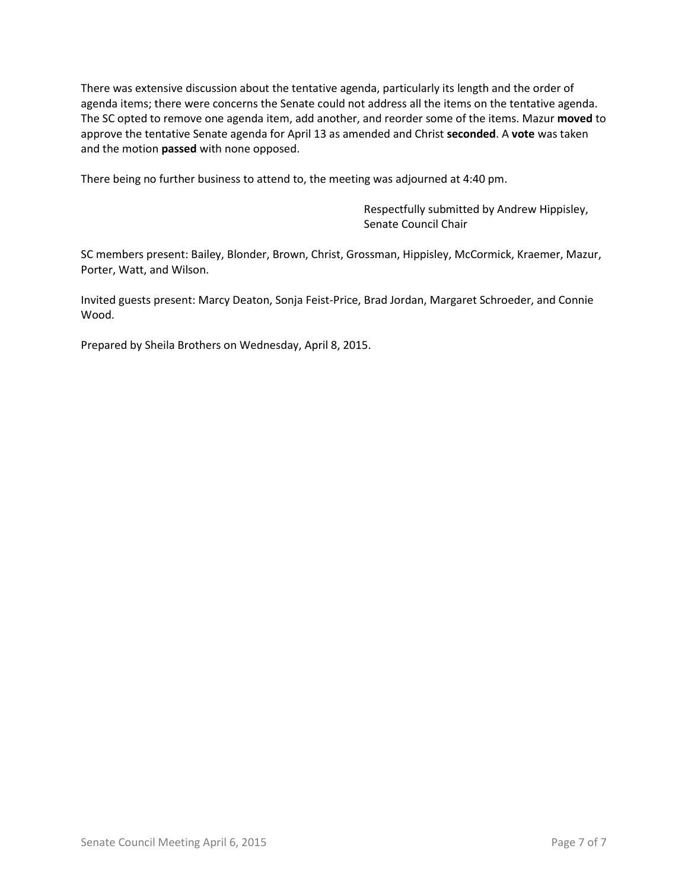There was extensive discussion about the tentative agenda, particularly its length and the order of agenda items; there were concerns the Senate could not address all the items on the tentative agenda. The SC opted to remove one agenda item, add another, and reorder some of the items. Mazur **moved** to approve the tentative Senate agenda for April 13 as amended and Christ **seconded**. A **vote** was taken and the motion **passed** with none opposed.

There being no further business to attend to, the meeting was adjourned at 4:40 pm.

Respectfully submitted by Andrew Hippisley,
Senate Council Chair

SC members present: Bailey, Blonder, Brown, Christ, Grossman, Hippisley, McCormick, Kraemer, Mazur, Porter, Watt, and Wilson.

Invited guests present: Marcy Deaton, Sonja Feist-Price, Brad Jordan, Margaret Schroeder, and Connie Wood.

Prepared by Sheila Brothers on Wednesday, April 8, 2015.